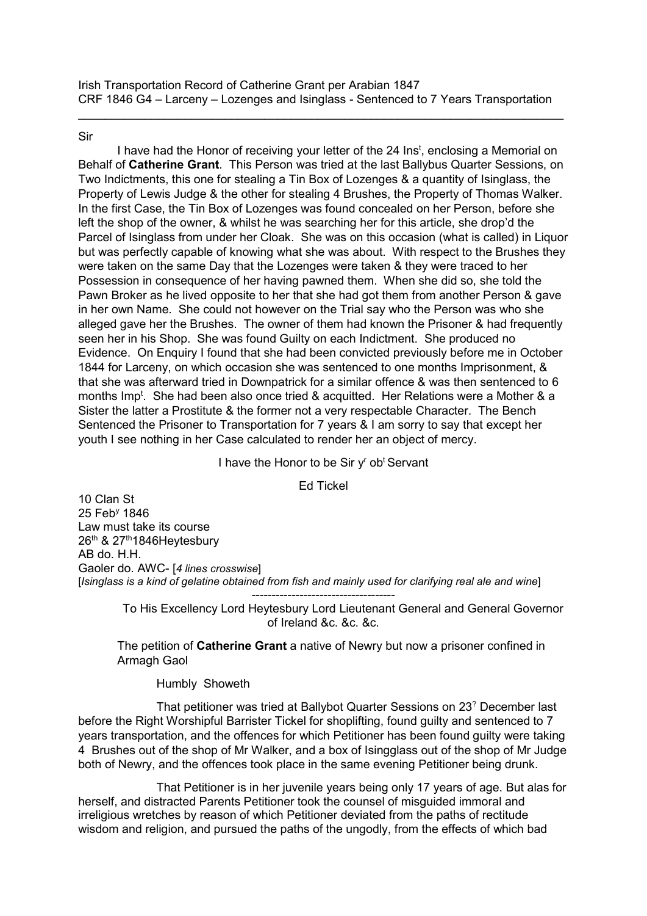Irish Transportation Record of Catherine Grant per Arabian 1847
CRF 1846 G4 – Larceny – Lozenges and Isinglass - Sentenced to 7 Years Transportation

---

Sir

I have had the Honor of receiving your letter of the 24 Ins[t], enclosing a Memorial on Behalf of **Catherine Grant**. This Person was tried at the last Ballybus Quarter Sessions, on Two Indictments, this one for stealing a Tin Box of Lozenges & a quantity of Isinglass, the Property of Lewis Judge & the other for stealing 4 Brushes, the Property of Thomas Walker. In the first Case, the Tin Box of Lozenges was found concealed on her Person, before she left the shop of the owner, & whilst he was searching her for this article, she drop'd the Parcel of Isinglass from under her Cloak. She was on this occasion (what is called) in Liquor but was perfectly capable of knowing what she was about. With respect to the Brushes they were taken on the same Day that the Lozenges were taken & they were traced to her Possession in consequence of her having pawned them. When she did so, she told the Pawn Broker as he lived opposite to her that she had got them from another Person & gave in her own Name. She could not however on the Trial say who the Person was who she alleged gave her the Brushes. The owner of them had known the Prisoner & had frequently seen her in his Shop. She was found Guilty on each Indictment. She produced no Evidence. On Enquiry I found that she had been convicted previously before me in October 1844 for Larceny, on which occasion she was sentenced to one months Imprisonment, & that she was afterward tried in Downpatrick for a similar offence & was then sentenced to 6 months Imp[t]. She had been also once tried & acquitted. Her Relations were a Mother & a Sister the latter a Prostitute & the former not a very respectable Character. The Bench Sentenced the Prisoner to Transportation for 7 years & I am sorry to say that except her youth I see nothing in her Case calculated to render her an object of mercy.

I have the Honor to be Sir y[r] ob[t] Servant

Ed Tickel

10 Clan St
25 Feb[y] 1846
Law must take its course
26[th] & 27[th] 1846 Heytesbury
AB do. H.H.
Gaoler do. AWC- [*4 lines crosswise*]
[*Isinglass is a kind of gelatine obtained from fish and mainly used for clarifying real ale and wine*]

------------------------------------

To His Excellency Lord Heytesbury Lord Lieutenant General and General Governor of Ireland &c. &c. &c.

The petition of **Catherine Grant** a native of Newry but now a prisoner confined in Armagh Gaol

Humbly Showeth

That petitioner was tried at Ballybot Quarter Sessions on 23? December last before the Right Worshipful Barrister Tickel for shoplifting, found guilty and sentenced to 7 years transportation, and the offences for which Petitioner has been found guilty were taking 4 Brushes out of the shop of Mr Walker, and a box of Isingglass out of the shop of Mr Judge both of Newry, and the offences took place in the same evening Petitioner being drunk.

That Petitioner is in her juvenile years being only 17 years of age. But alas for herself, and distracted Parents Petitioner took the counsel of misguided immoral and irreligious wretches by reason of which Petitioner deviated from the paths of rectitude wisdom and religion, and pursued the paths of the ungodly, from the effects of which bad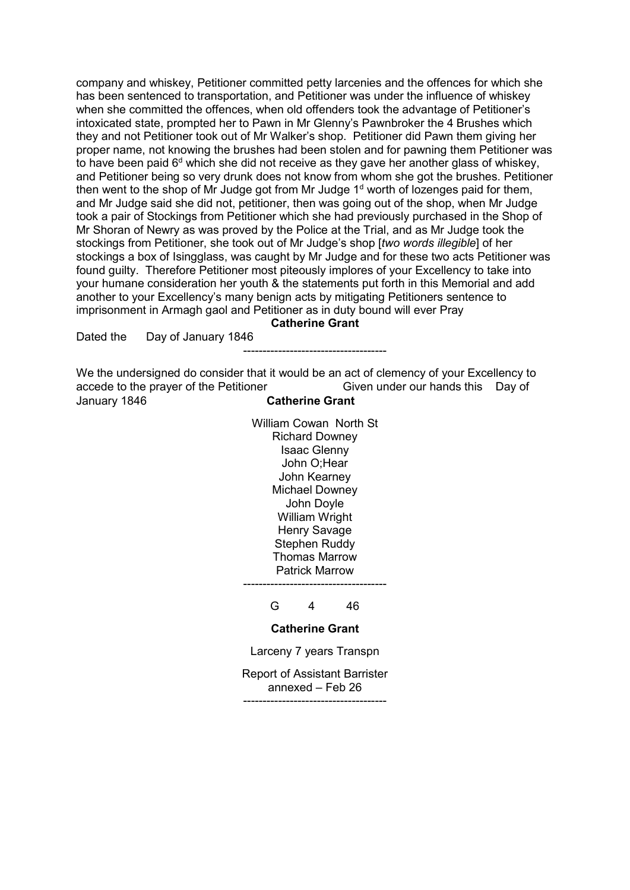company and whiskey, Petitioner committed petty larcenies and the offences for which she has been sentenced to transportation, and Petitioner was under the influence of whiskey when she committed the offences, when old offenders took the advantage of Petitioner's intoxicated state, prompted her to Pawn in Mr Glenny's Pawnbroker the 4 Brushes which they and not Petitioner took out of Mr Walker's shop. Petitioner did Pawn them giving her proper name, not knowing the brushes had been stolen and for pawning them Petitioner was to have been paid 6[d] which she did not receive as they gave her another glass of whiskey, and Petitioner being so very drunk does not know from whom she got the brushes. Petitioner then went to the shop of Mr Judge got from Mr Judge 1[d] worth of lozenges paid for them, and Mr Judge said she did not, petitioner, then was going out of the shop, when Mr Judge took a pair of Stockings from Petitioner which she had previously purchased in the Shop of Mr Shoran of Newry as was proved by the Police at the Trial, and as Mr Judge took the stockings from Petitioner, she took out of Mr Judge's shop [*two words illegible*] of her stockings a box of Isingglass, was caught by Mr Judge and for these two acts Petitioner was found guilty. Therefore Petitioner most piteously implores of your Excellency to take into your humane consideration her youth & the statements put forth in this Memorial and add another to your Excellency's many benign acts by mitigating Petitioners sentence to imprisonment in Armagh gaol and Petitioner as in duty bound will ever Pray

**Catherine Grant**

Dated the Day of January 1846

---

We the undersigned do consider that it would be an act of clemency of your Excellency to accede to the prayer of the Petitioner Given under our hands this Day of January 1846 **Catherine Grant**

William Cowan North St
Richard Downey
Isaac Glenny
John O;Hear
John Kearney
Michael Downey
John Doyle
William Wright
Henry Savage
Stephen Ruddy
Thomas Marrow
Patrick Marrow

---

G 4 46

**Catherine Grant**

Larceny 7 years Transpn

Report of Assistant Barrister annexed – Feb 26

---